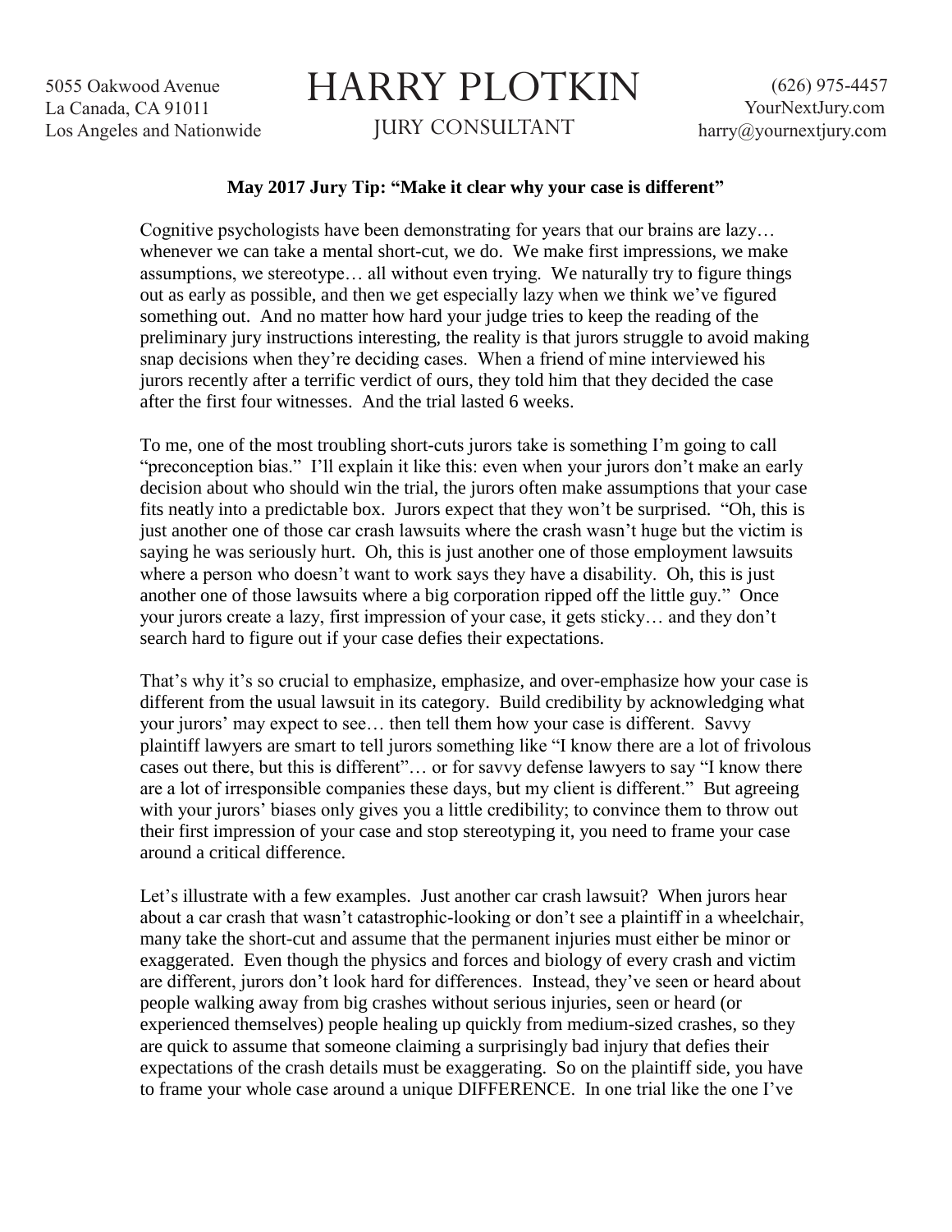5055 Oakwood Avenue
La Canada, CA 91011
Los Angeles and Nationwide

# HARRY PLOTKIN

JURY CONSULTANT

(626) 975-4457
YourNextJury.com
harry@yournextjury.com

**May 2017 Jury Tip: "Make it clear why your case is different"**

Cognitive psychologists have been demonstrating for years that our brains are lazy… whenever we can take a mental short-cut, we do. We make first impressions, we make assumptions, we stereotype… all without even trying. We naturally try to figure things out as early as possible, and then we get especially lazy when we think we've figured something out. And no matter how hard your judge tries to keep the reading of the preliminary jury instructions interesting, the reality is that jurors struggle to avoid making snap decisions when they're deciding cases. When a friend of mine interviewed his jurors recently after a terrific verdict of ours, they told him that they decided the case after the first four witnesses. And the trial lasted 6 weeks.

To me, one of the most troubling short-cuts jurors take is something I'm going to call "preconception bias." I'll explain it like this: even when your jurors don't make an early decision about who should win the trial, the jurors often make assumptions that your case fits neatly into a predictable box. Jurors expect that they won't be surprised. "Oh, this is just another one of those car crash lawsuits where the crash wasn't huge but the victim is saying he was seriously hurt. Oh, this is just another one of those employment lawsuits where a person who doesn't want to work says they have a disability. Oh, this is just another one of those lawsuits where a big corporation ripped off the little guy." Once your jurors create a lazy, first impression of your case, it gets sticky… and they don't search hard to figure out if your case defies their expectations.

That's why it's so crucial to emphasize, emphasize, and over-emphasize how your case is different from the usual lawsuit in its category. Build credibility by acknowledging what your jurors' may expect to see… then tell them how your case is different. Savvy plaintiff lawyers are smart to tell jurors something like "I know there are a lot of frivolous cases out there, but this is different"… or for savvy defense lawyers to say "I know there are a lot of irresponsible companies these days, but my client is different." But agreeing with your jurors' biases only gives you a little credibility; to convince them to throw out their first impression of your case and stop stereotyping it, you need to frame your case around a critical difference.

Let's illustrate with a few examples. Just another car crash lawsuit? When jurors hear about a car crash that wasn't catastrophic-looking or don't see a plaintiff in a wheelchair, many take the short-cut and assume that the permanent injuries must either be minor or exaggerated. Even though the physics and forces and biology of every crash and victim are different, jurors don't look hard for differences. Instead, they've seen or heard about people walking away from big crashes without serious injuries, seen or heard (or experienced themselves) people healing up quickly from medium-sized crashes, so they are quick to assume that someone claiming a surprisingly bad injury that defies their expectations of the crash details must be exaggerating. So on the plaintiff side, you have to frame your whole case around a unique DIFFERENCE. In one trial like the one I've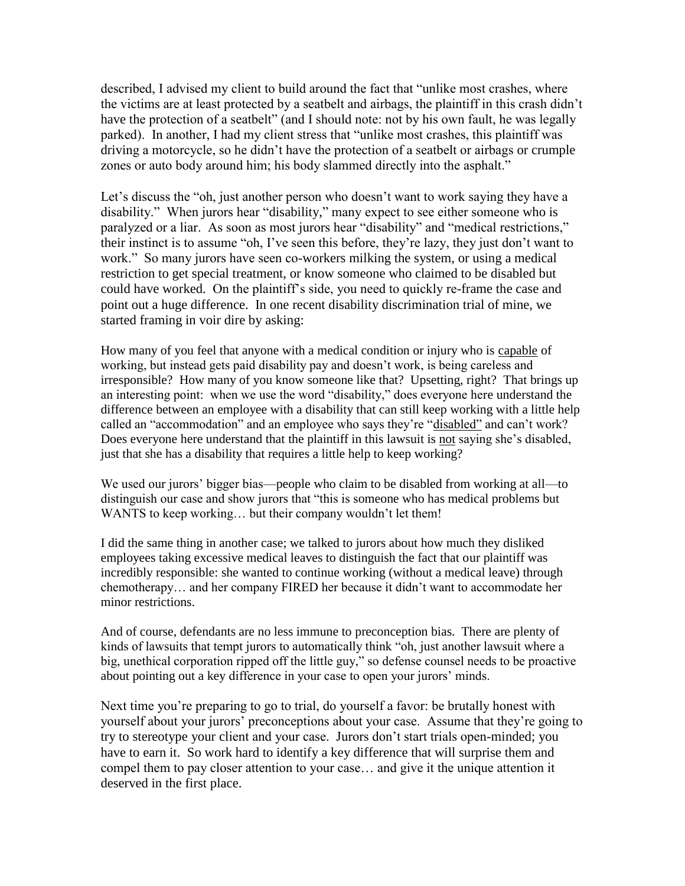described, I advised my client to build around the fact that "unlike most crashes, where the victims are at least protected by a seatbelt and airbags, the plaintiff in this crash didn't have the protection of a seatbelt" (and I should note: not by his own fault, he was legally parked). In another, I had my client stress that "unlike most crashes, this plaintiff was driving a motorcycle, so he didn't have the protection of a seatbelt or airbags or crumple zones or auto body around him; his body slammed directly into the asphalt."

Let's discuss the "oh, just another person who doesn't want to work saying they have a disability." When jurors hear "disability," many expect to see either someone who is paralyzed or a liar. As soon as most jurors hear "disability" and "medical restrictions," their instinct is to assume "oh, I've seen this before, they're lazy, they just don't want to work." So many jurors have seen co-workers milking the system, or using a medical restriction to get special treatment, or know someone who claimed to be disabled but could have worked. On the plaintiff's side, you need to quickly re-frame the case and point out a huge difference. In one recent disability discrimination trial of mine, we started framing in voir dire by asking:

How many of you feel that anyone with a medical condition or injury who is <u>capable</u> of working, but instead gets paid disability pay and doesn't work, is being careless and irresponsible? How many of you know someone like that? Upsetting, right? That brings up an interesting point: when we use the word "disability," does everyone here understand the difference between an employee with a disability that can still keep working with a little help called an "accommodation" and an employee who says they're "<u>disabled</u>" and can't work? Does everyone here understand that the plaintiff in this lawsuit is <u>not</u> saying she's disabled, just that she has a disability that requires a little help to keep working?

We used our jurors' bigger bias—people who claim to be disabled from working at all—to distinguish our case and show jurors that "this is someone who has medical problems but WANTS to keep working… but their company wouldn't let them!

I did the same thing in another case; we talked to jurors about how much they disliked employees taking excessive medical leaves to distinguish the fact that our plaintiff was incredibly responsible: she wanted to continue working (without a medical leave) through chemotherapy… and her company FIRED her because it didn't want to accommodate her minor restrictions.

And of course, defendants are no less immune to preconception bias. There are plenty of kinds of lawsuits that tempt jurors to automatically think "oh, just another lawsuit where a big, unethical corporation ripped off the little guy," so defense counsel needs to be proactive about pointing out a key difference in your case to open your jurors' minds.

Next time you're preparing to go to trial, do yourself a favor: be brutally honest with yourself about your jurors' preconceptions about your case. Assume that they're going to try to stereotype your client and your case. Jurors don't start trials open-minded; you have to earn it. So work hard to identify a key difference that will surprise them and compel them to pay closer attention to your case… and give it the unique attention it deserved in the first place.